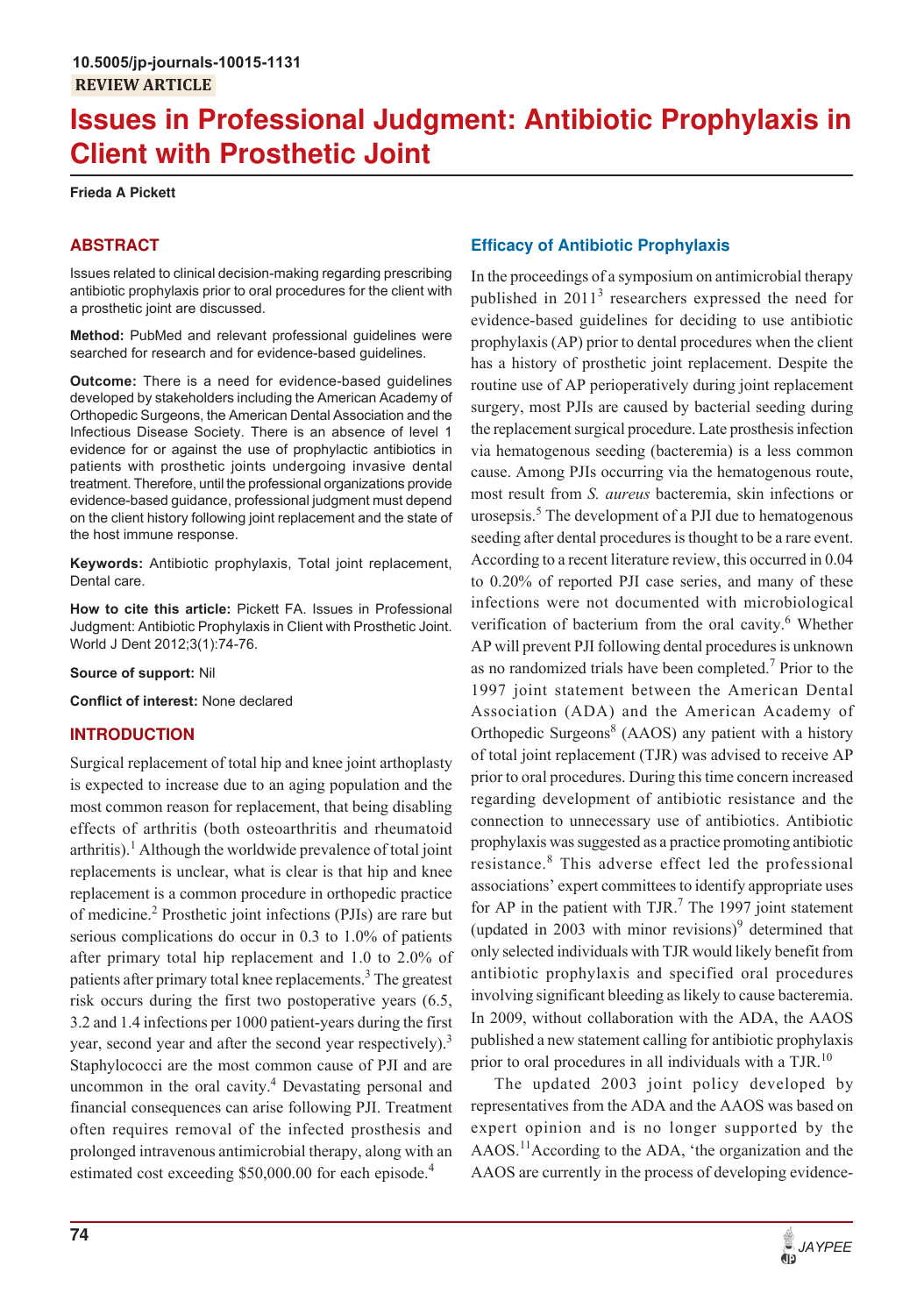10.5005/jp-journals-10015-1131

REVIEW ARTICLE

# Issues in Professional Judgment: Antibiotic Prophylaxis in Client with Prosthetic Joint

**Frieda A Pickett**

## ABSTRACT

Issues related to clinical decision-making regarding prescribing antibiotic prophylaxis prior to oral procedures for the client with a prosthetic joint are discussed.

**Method:** PubMed and relevant professional guidelines were searched for research and for evidence-based guidelines.

**Outcome:** There is a need for evidence-based guidelines developed by stakeholders including the American Academy of Orthopedic Surgeons, the American Dental Association and the Infectious Disease Society. There is an absence of level 1 evidence for or against the use of prophylactic antibiotics in patients with prosthetic joints undergoing invasive dental treatment. Therefore, until the professional organizations provide evidence-based guidance, professional judgment must depend on the client history following joint replacement and the state of the host immune response.

**Keywords:** Antibiotic prophylaxis, Total joint replacement, Dental care.

**How to cite this article:** Pickett FA. Issues in Professional Judgment: Antibiotic Prophylaxis in Client with Prosthetic Joint. World J Dent 2012;3(1):74-76.

**Source of support:** Nil

**Conflict of interest:** None declared

## INTRODUCTION

Surgical replacement of total hip and knee joint arthoplasty is expected to increase due to an aging population and the most common reason for replacement, that being disabling effects of arthritis (both osteoarthritis and rheumatoid arthritis).[1] Although the worldwide prevalence of total joint replacements is unclear, what is clear is that hip and knee replacement is a common procedure in orthopedic practice of medicine.[2] Prosthetic joint infections (PJIs) are rare but serious complications do occur in 0.3 to 1.0% of patients after primary total hip replacement and 1.0 to 2.0% of patients after primary total knee replacements.[3] The greatest risk occurs during the first two postoperative years (6.5, 3.2 and 1.4 infections per 1000 patient-years during the first year, second year and after the second year respectively).[3] Staphylococci are the most common cause of PJI and are uncommon in the oral cavity.[4] Devastating personal and financial consequences can arise following PJI. Treatment often requires removal of the infected prosthesis and prolonged intravenous antimicrobial therapy, along with an estimated cost exceeding $50,000.00 for each episode.[4]

### Efficacy of Antibiotic Prophylaxis

In the proceedings of a symposium on antimicrobial therapy published in 2011[3] researchers expressed the need for evidence-based guidelines for deciding to use antibiotic prophylaxis (AP) prior to dental procedures when the client has a history of prosthetic joint replacement. Despite the routine use of AP perioperatively during joint replacement surgery, most PJIs are caused by bacterial seeding during the replacement surgical procedure. Late prosthesis infection via hematogenous seeding (bacteremia) is a less common cause. Among PJIs occurring via the hematogenous route, most result from *S. aureus* bacteremia, skin infections or urosepsis.[5] The development of a PJI due to hematogenous seeding after dental procedures is thought to be a rare event. According to a recent literature review, this occurred in 0.04 to 0.20% of reported PJI case series, and many of these infections were not documented with microbiological verification of bacterium from the oral cavity.[6] Whether AP will prevent PJI following dental procedures is unknown as no randomized trials have been completed.[7] Prior to the 1997 joint statement between the American Dental Association (ADA) and the American Academy of Orthopedic Surgeons[8] (AAOS) any patient with a history of total joint replacement (TJR) was advised to receive AP prior to oral procedures. During this time concern increased regarding development of antibiotic resistance and the connection to unnecessary use of antibiotics. Antibiotic prophylaxis was suggested as a practice promoting antibiotic resistance.[8] This adverse effect led the professional associations' expert committees to identify appropriate uses for AP in the patient with TJR.[7] The 1997 joint statement (updated in 2003 with minor revisions)[9] determined that only selected individuals with TJR would likely benefit from antibiotic prophylaxis and specified oral procedures involving significant bleeding as likely to cause bacteremia. In 2009, without collaboration with the ADA, the AAOS published a new statement calling for antibiotic prophylaxis prior to oral procedures in all individuals with a TJR.[10]

The updated 2003 joint policy developed by representatives from the ADA and the AAOS was based on expert opinion and is no longer supported by the AAOS.[11] According to the ADA, 'the organization and the AAOS are currently in the process of developing evidence-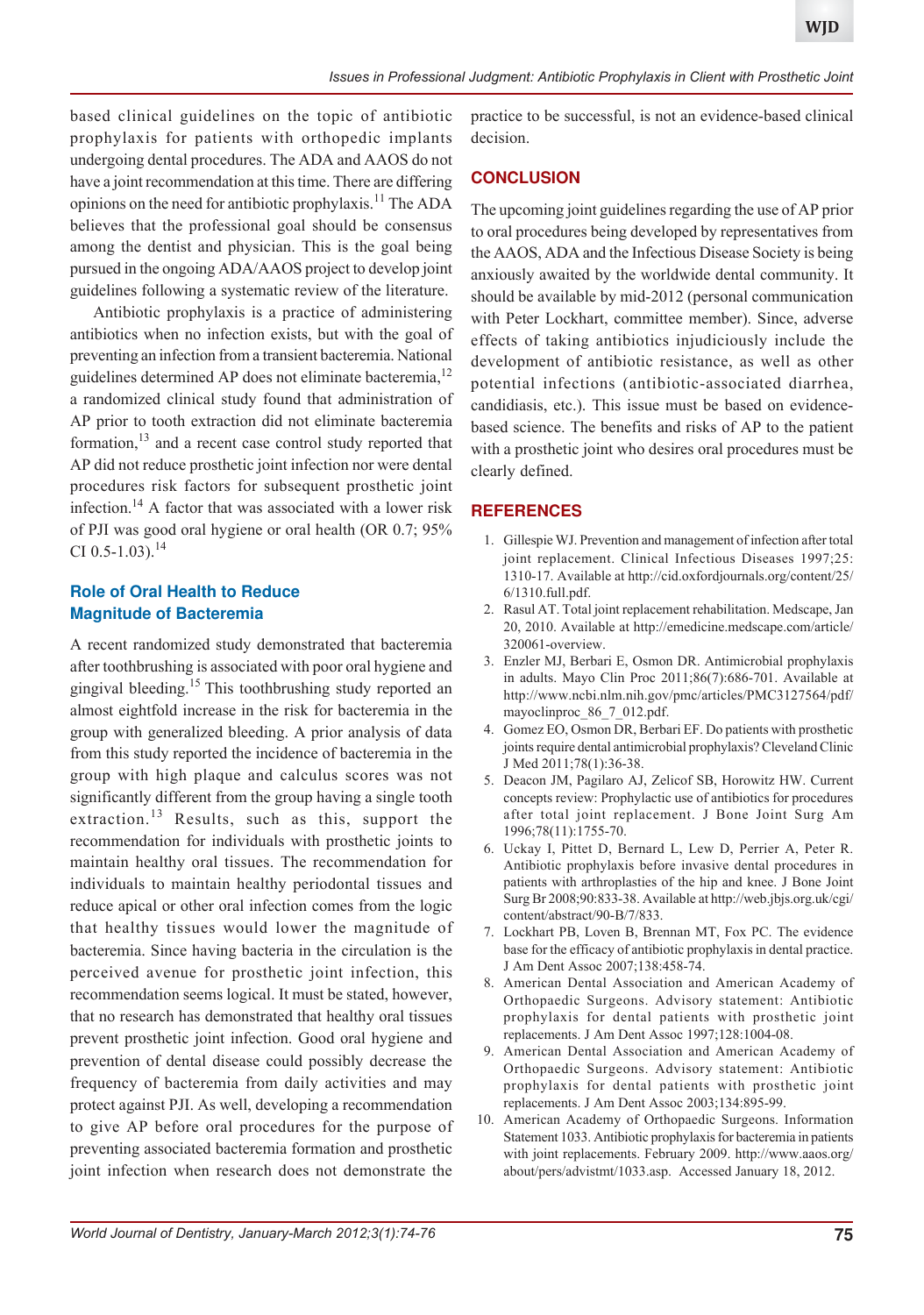based clinical guidelines on the topic of antibiotic prophylaxis for patients with orthopedic implants undergoing dental procedures. The ADA and AAOS do not have a joint recommendation at this time. There are differing opinions on the need for antibiotic prophylaxis.[11] The ADA believes that the professional goal should be consensus among the dentist and physician. This is the goal being pursued in the ongoing ADA/AAOS project to develop joint guidelines following a systematic review of the literature.

Antibiotic prophylaxis is a practice of administering antibiotics when no infection exists, but with the goal of preventing an infection from a transient bacteremia. National guidelines determined AP does not eliminate bacteremia,[12] a randomized clinical study found that administration of AP prior to tooth extraction did not eliminate bacteremia formation,[13] and a recent case control study reported that AP did not reduce prosthetic joint infection nor were dental procedures risk factors for subsequent prosthetic joint infection.[14] A factor that was associated with a lower risk of PJI was good oral hygiene or oral health (OR 0.7; 95% CI 0.5-1.03).[14]

### Role of Oral Health to Reduce Magnitude of Bacteremia

A recent randomized study demonstrated that bacteremia after toothbrushing is associated with poor oral hygiene and gingival bleeding.[15] This toothbrushing study reported an almost eightfold increase in the risk for bacteremia in the group with generalized bleeding. A prior analysis of data from this study reported the incidence of bacteremia in the group with high plaque and calculus scores was not significantly different from the group having a single tooth extraction.[13] Results, such as this, support the recommendation for individuals with prosthetic joints to maintain healthy oral tissues. The recommendation for individuals to maintain healthy periodontal tissues and reduce apical or other oral infection comes from the logic that healthy tissues would lower the magnitude of bacteremia. Since having bacteria in the circulation is the perceived avenue for prosthetic joint infection, this recommendation seems logical. It must be stated, however, that no research has demonstrated that healthy oral tissues prevent prosthetic joint infection. Good oral hygiene and prevention of dental disease could possibly decrease the frequency of bacteremia from daily activities and may protect against PJI. As well, developing a recommendation to give AP before oral procedures for the purpose of preventing associated bacteremia formation and prosthetic joint infection when research does not demonstrate the practice to be successful, is not an evidence-based clinical decision.

## CONCLUSION

The upcoming joint guidelines regarding the use of AP prior to oral procedures being developed by representatives from the AAOS, ADA and the Infectious Disease Society is being anxiously awaited by the worldwide dental community. It should be available by mid-2012 (personal communication with Peter Lockhart, committee member). Since, adverse effects of taking antibiotics injudiciously include the development of antibiotic resistance, as well as other potential infections (antibiotic-associated diarrhea, candidiasis, etc.). This issue must be based on evidence-based science. The benefits and risks of AP to the patient with a prosthetic joint who desires oral procedures must be clearly defined.

## REFERENCES

1. Gillespie WJ. Prevention and management of infection after total joint replacement. Clinical Infectious Diseases 1997;25:1310-17. Available at http://cid.oxfordjournals.org/content/25/6/1310.full.pdf.
2. Rasul AT. Total joint replacement rehabilitation. Medscape, Jan 20, 2010. Available at http://emedicine.medscape.com/article/320061-overview.
3. Enzler MJ, Berbari E, Osmon DR. Antimicrobial prophylaxis in adults. Mayo Clin Proc 2011;86(7):686-701. Available at http://www.ncbi.nlm.nih.gov/pmc/articles/PMC3127564/pdf/mayoclinproc_86_7_012.pdf.
4. Gomez EO, Osmon DR, Berbari EF. Do patients with prosthetic joints require dental antimicrobial prophylaxis? Cleveland Clinic J Med 2011;78(1):36-38.
5. Deacon JM, Pagilaro AJ, Zelicof SB, Horowitz HW. Current concepts review: Prophylactic use of antibiotics for procedures after total joint replacement. J Bone Joint Surg Am 1996;78(11):1755-70.
6. Uckay I, Pittet D, Bernard L, Lew D, Perrier A, Peter R. Antibiotic prophylaxis before invasive dental procedures in patients with arthroplasties of the hip and knee. J Bone Joint Surg Br 2008;90:833-38. Available at http://web.jbjs.org.uk/cgi/content/abstract/90-B/7/833.
7. Lockhart PB, Loven B, Brennan MT, Fox PC. The evidence base for the efficacy of antibiotic prophylaxis in dental practice. J Am Dent Assoc 2007;138:458-74.
8. American Dental Association and American Academy of Orthopaedic Surgeons. Advisory statement: Antibiotic prophylaxis for dental patients with prosthetic joint replacements. J Am Dent Assoc 1997;128:1004-08.
9. American Dental Association and American Academy of Orthopaedic Surgeons. Advisory statement: Antibiotic prophylaxis for dental patients with prosthetic joint replacements. J Am Dent Assoc 2003;134:895-99.
10. American Academy of Orthopaedic Surgeons. Information Statement 1033. Antibiotic prophylaxis for bacteremia in patients with joint replacements. February 2009. http://www.aaos.org/about/pers/advistmt/1033.asp. Accessed January 18, 2012.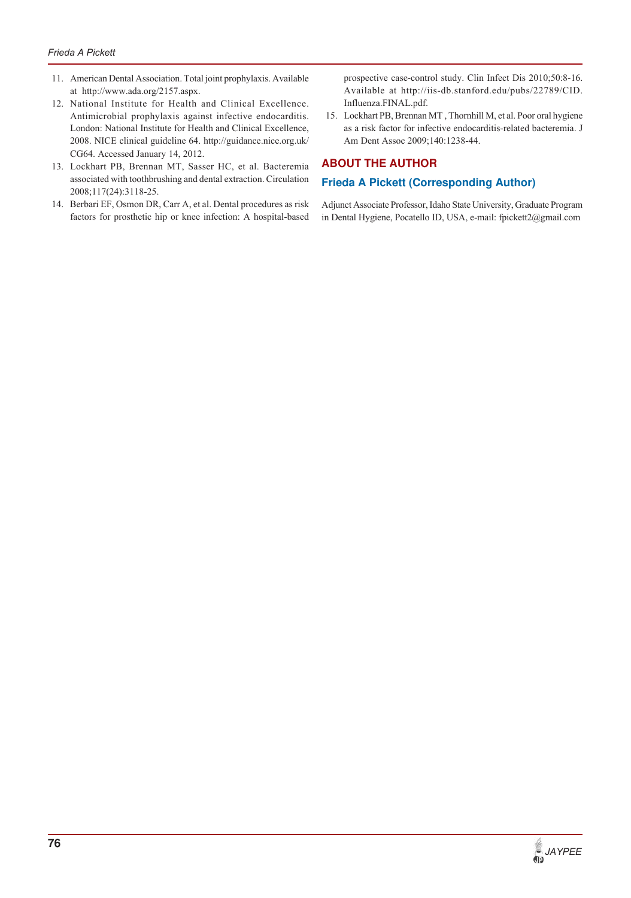11. American Dental Association. Total joint prophylaxis. Available at http://www.ada.org/2157.aspx.
12. National Institute for Health and Clinical Excellence. Antimicrobial prophylaxis against infective endocarditis. London: National Institute for Health and Clinical Excellence, 2008. NICE clinical guideline 64. http://guidance.nice.org.uk/CG64. Accessed January 14, 2012.
13. Lockhart PB, Brennan MT, Sasser HC, et al. Bacteremia associated with toothbrushing and dental extraction. Circulation 2008;117(24):3118-25.
14. Berbari EF, Osmon DR, Carr A, et al. Dental procedures as risk factors for prosthetic hip or knee infection: A hospital-based prospective case-control study. Clin Infect Dis 2010;50:8-16. Available at http://iis-db.stanford.edu/pubs/22789/CID.Influenza.FINAL.pdf.
15. Lockhart PB, Brennan MT , Thornhill M, et al. Poor oral hygiene as a risk factor for infective endocarditis-related bacteremia. J Am Dent Assoc 2009;140:1238-44.

## ABOUT THE AUTHOR

### Frieda A Pickett (Corresponding Author)

Adjunct Associate Professor, Idaho State University, Graduate Program in Dental Hygiene, Pocatello ID, USA, e-mail: fpickett2@gmail.com